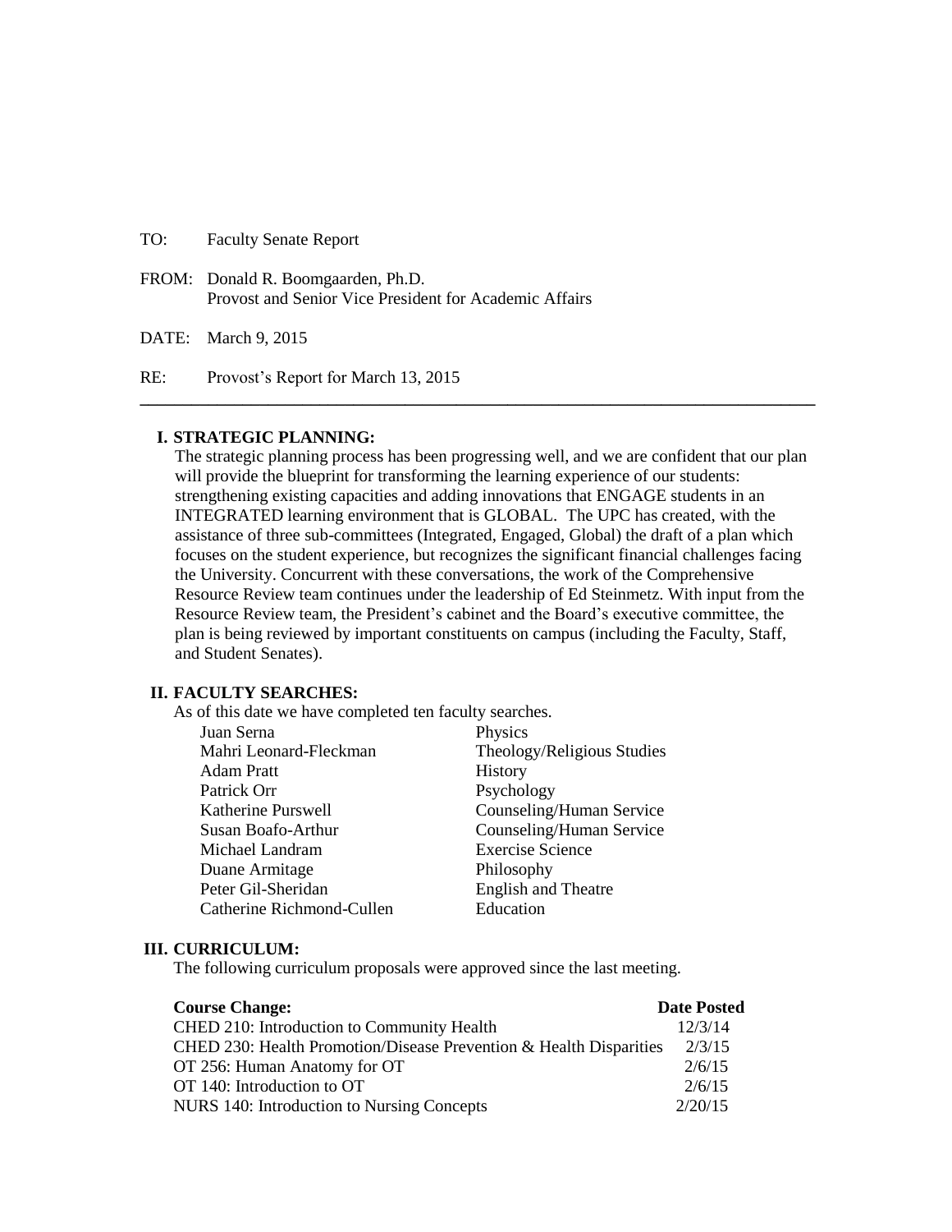TO: Faculty Senate Report

FROM: Donald R. Boomgaarden, Ph.D.
Provost and Senior Vice President for Academic Affairs

DATE: March 9, 2015

RE: Provost's Report for March 13, 2015

---

## I. STRATEGIC PLANNING:

The strategic planning process has been progressing well, and we are confident that our plan will provide the blueprint for transforming the learning experience of our students: strengthening existing capacities and adding innovations that ENGAGE students in an INTEGRATED learning environment that is GLOBAL. The UPC has created, with the assistance of three sub-committees (Integrated, Engaged, Global) the draft of a plan which focuses on the student experience, but recognizes the significant financial challenges facing the University. Concurrent with these conversations, the work of the Comprehensive Resource Review team continues under the leadership of Ed Steinmetz. With input from the Resource Review team, the President's cabinet and the Board's executive committee, the plan is being reviewed by important constituents on campus (including the Faculty, Staff, and Student Senates).

## II. FACULTY SEARCHES:

As of this date we have completed ten faculty searches.

| Name | Department |
|---|---|
| Juan Serna | Physics |
| Mahri Leonard-Fleckman | Theology/Religious Studies |
| Adam Pratt | History |
| Patrick Orr | Psychology |
| Katherine Purswell | Counseling/Human Service |
| Susan Boafo-Arthur | Counseling/Human Service |
| Michael Landram | Exercise Science |
| Duane Armitage | Philosophy |
| Peter Gil-Sheridan | English and Theatre |
| Catherine Richmond-Cullen | Education |

## III. CURRICULUM:

The following curriculum proposals were approved since the last meeting.

| Course Change: | Date Posted |
|---|---|
| CHED 210: Introduction to Community Health | 12/3/14 |
| CHED 230: Health Promotion/Disease Prevention & Health Disparities | 2/3/15 |
| OT 256: Human Anatomy for OT | 2/6/15 |
| OT 140: Introduction to OT | 2/6/15 |
| NURS 140: Introduction to Nursing Concepts | 2/20/15 |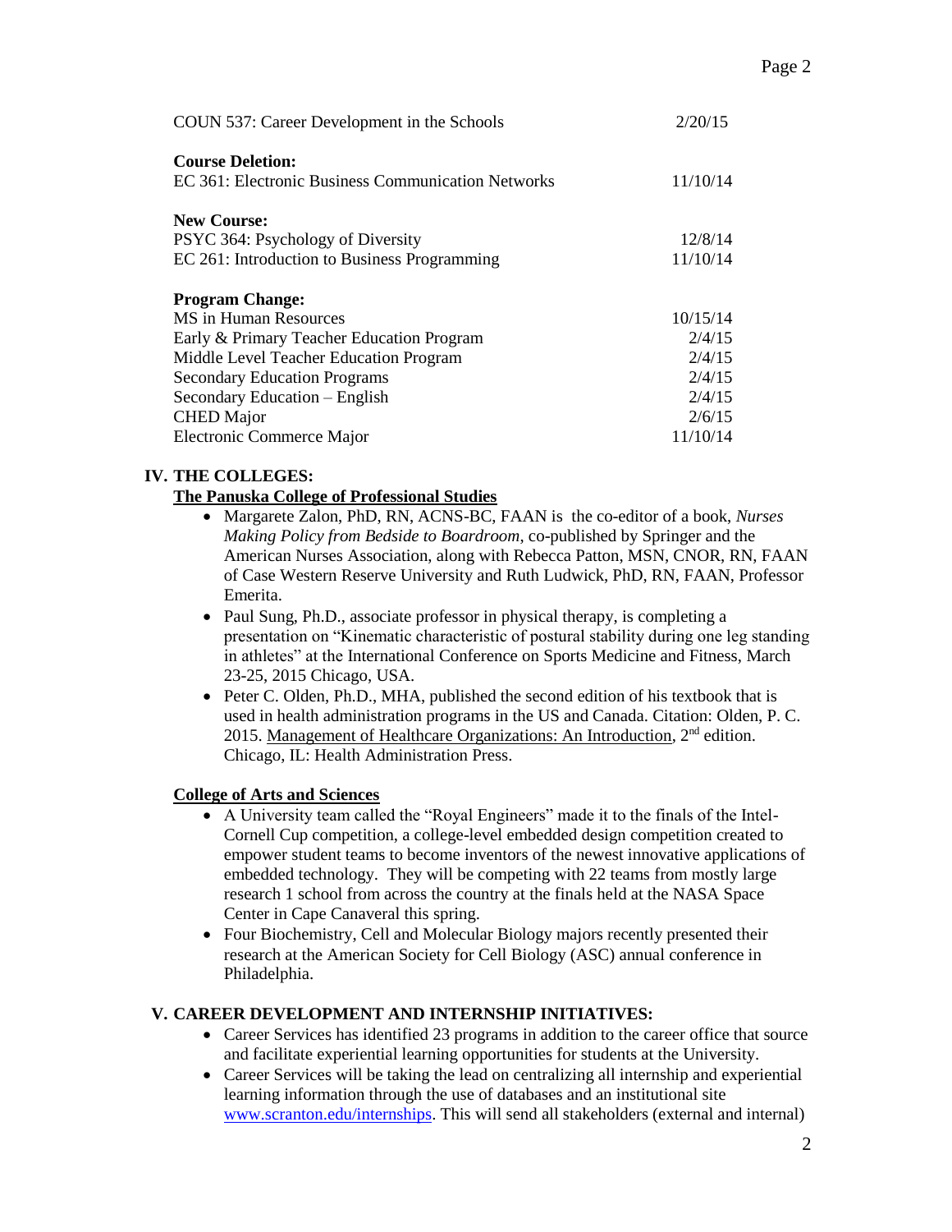| | |
|---|---|
| COUN 537: Career Development in the Schools | 2/20/15 |
| **Course Deletion:** | |
| EC 361: Electronic Business Communication Networks | 11/10/14 |
| **New Course:** | |
| PSYC 364: Psychology of Diversity | 12/8/14 |
| EC 261: Introduction to Business Programming | 11/10/14 |
| **Program Change:** | |
| MS in Human Resources | 10/15/14 |
| Early & Primary Teacher Education Program | 2/4/15 |
| Middle Level Teacher Education Program | 2/4/15 |
| Secondary Education Programs | 2/4/15 |
| Secondary Education – English | 2/4/15 |
| CHED Major | 2/6/15 |
| Electronic Commerce Major | 11/10/14 |

## IV. THE COLLEGES:

**The Panuska College of Professional Studies**

- Margarete Zalon, PhD, RN, ACNS-BC, FAAN is the co-editor of a book, *Nurses Making Policy from Bedside to Boardroom*, co-published by Springer and the American Nurses Association, along with Rebecca Patton, MSN, CNOR, RN, FAAN of Case Western Reserve University and Ruth Ludwick, PhD, RN, FAAN, Professor Emerita.
- Paul Sung, Ph.D., associate professor in physical therapy, is completing a presentation on "Kinematic characteristic of postural stability during one leg standing in athletes" at the International Conference on Sports Medicine and Fitness, March 23-25, 2015 Chicago, USA.
- Peter C. Olden, Ph.D., MHA, published the second edition of his textbook that is used in health administration programs in the US and Canada. Citation: Olden, P. C. 2015. Management of Healthcare Organizations: An Introduction, 2nd edition. Chicago, IL: Health Administration Press.

**College of Arts and Sciences**

- A University team called the "Royal Engineers" made it to the finals of the Intel-Cornell Cup competition, a college-level embedded design competition created to empower student teams to become inventors of the newest innovative applications of embedded technology. They will be competing with 22 teams from mostly large research 1 school from across the country at the finals held at the NASA Space Center in Cape Canaveral this spring.
- Four Biochemistry, Cell and Molecular Biology majors recently presented their research at the American Society for Cell Biology (ASC) annual conference in Philadelphia.

## V. CAREER DEVELOPMENT AND INTERNSHIP INITIATIVES:

- Career Services has identified 23 programs in addition to the career office that source and facilitate experiential learning opportunities for students at the University.
- Career Services will be taking the lead on centralizing all internship and experiential learning information through the use of databases and an institutional site www.scranton.edu/internships. This will send all stakeholders (external and internal)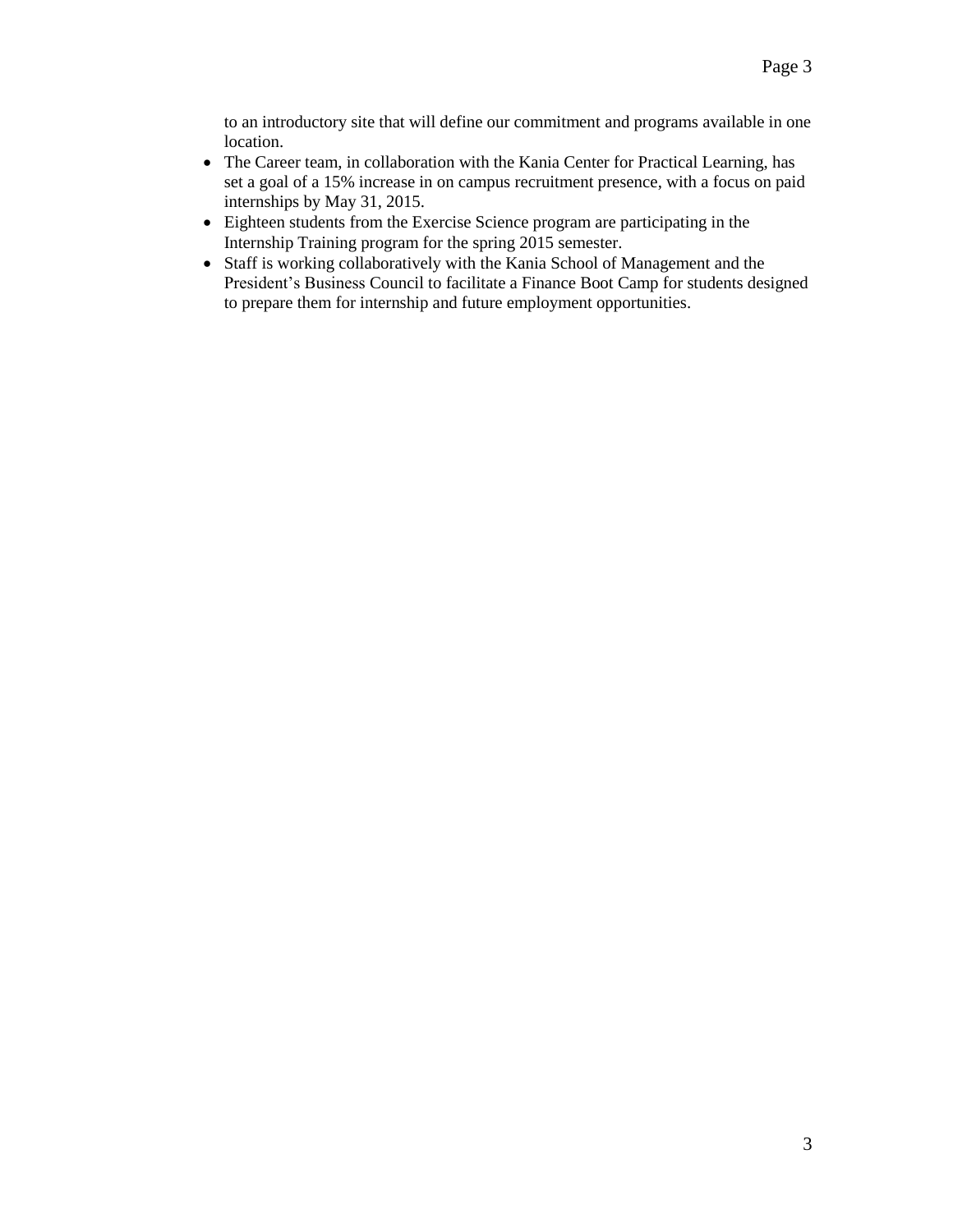to an introductory site that will define our commitment and programs available in one location.

- The Career team, in collaboration with the Kania Center for Practical Learning, has set a goal of a 15% increase in on campus recruitment presence, with a focus on paid internships by May 31, 2015.
- Eighteen students from the Exercise Science program are participating in the Internship Training program for the spring 2015 semester.
- Staff is working collaboratively with the Kania School of Management and the President's Business Council to facilitate a Finance Boot Camp for students designed to prepare them for internship and future employment opportunities.